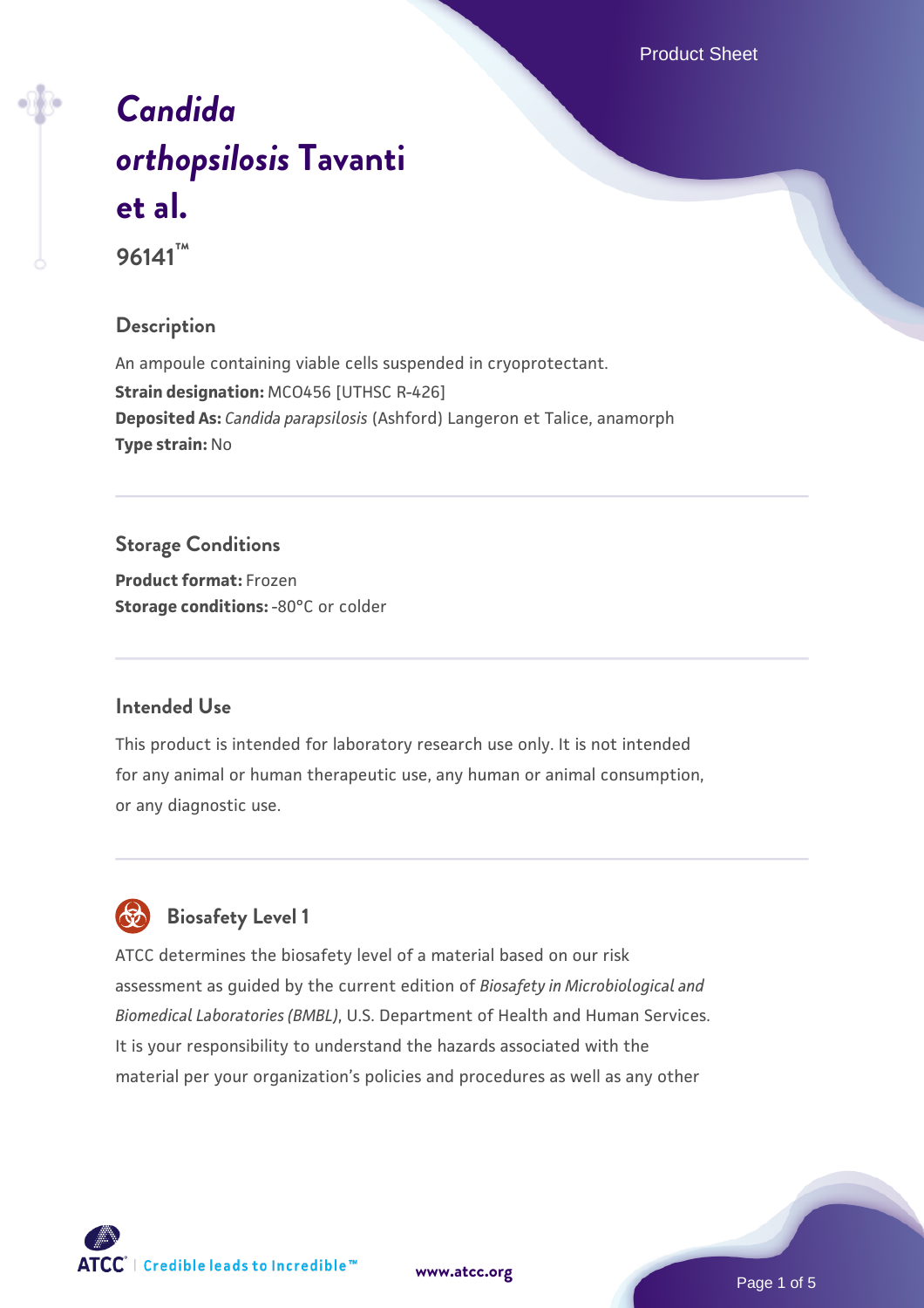# *Candida orthopsilosis* Tavanti et al.

**96141™**

## Description

An ampoule containing viable cells suspended in cryoprotectant.

**Strain designation:** MCO456 [UTHSC R-426]

**Deposited As:** *Candida parapsilosis* (Ashford) Langeron et Talice, anamorph

**Type strain:** No

## Storage Conditions

**Product format:** Frozen

**Storage conditions:** -80°C or colder

## Intended Use

This product is intended for laboratory research use only. It is not intended for any animal or human therapeutic use, any human or animal consumption, or any diagnostic use.

## Biosafety Level 1

ATCC determines the biosafety level of a material based on our risk assessment as guided by the current edition of *Biosafety in Microbiological and Biomedical Laboratories (BMBL)*, U.S. Department of Health and Human Services. It is your responsibility to understand the hazards associated with the material per your organization's policies and procedures as well as any other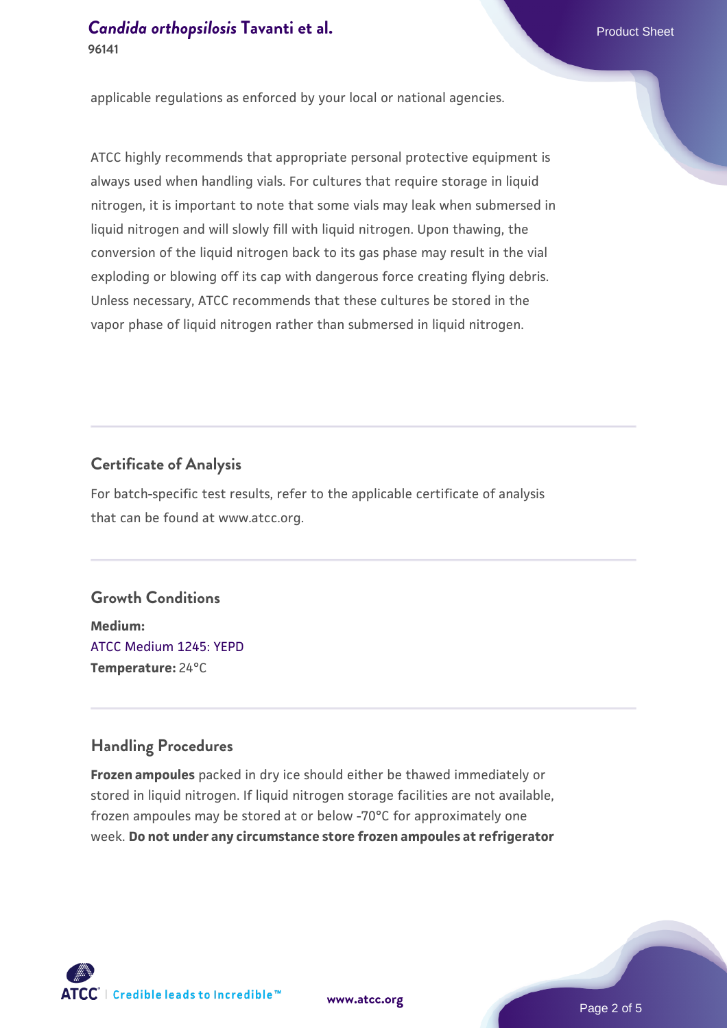applicable regulations as enforced by your local or national agencies.

ATCC highly recommends that appropriate personal protective equipment is always used when handling vials. For cultures that require storage in liquid nitrogen, it is important to note that some vials may leak when submersed in liquid nitrogen and will slowly fill with liquid nitrogen. Upon thawing, the conversion of the liquid nitrogen back to its gas phase may result in the vial exploding or blowing off its cap with dangerous force creating flying debris. Unless necessary, ATCC recommends that these cultures be stored in the vapor phase of liquid nitrogen rather than submersed in liquid nitrogen.

## Certificate of Analysis

For batch-specific test results, refer to the applicable certificate of analysis that can be found at www.atcc.org.

## Growth Conditions

**Medium:**
ATCC Medium 1245: YEPD
**Temperature:** 24°C

## Handling Procedures

**Frozen ampoules** packed in dry ice should either be thawed immediately or stored in liquid nitrogen. If liquid nitrogen storage facilities are not available, frozen ampoules may be stored at or below -70°C for approximately one week. **Do not under any circumstance store frozen ampoules at refrigerator**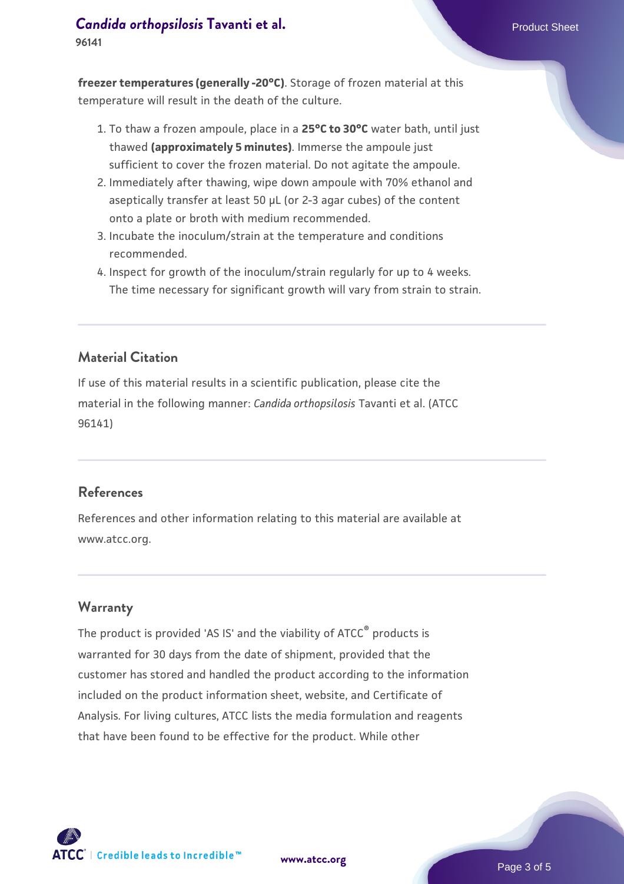**freezer temperatures (generally -20°C)**. Storage of frozen material at this temperature will result in the death of the culture.

1. To thaw a frozen ampoule, place in a **25°C to 30°C** water bath, until just thawed **(approximately 5 minutes)**. Immerse the ampoule just sufficient to cover the frozen material. Do not agitate the ampoule.
2. Immediately after thawing, wipe down ampoule with 70% ethanol and aseptically transfer at least 50 µL (or 2-3 agar cubes) of the content onto a plate or broth with medium recommended.
3. Incubate the inoculum/strain at the temperature and conditions recommended.
4. Inspect for growth of the inoculum/strain regularly for up to 4 weeks. The time necessary for significant growth will vary from strain to strain.

## Material Citation

If use of this material results in a scientific publication, please cite the material in the following manner: *Candida orthopsilosis* Tavanti et al. (ATCC 96141)

## References

References and other information relating to this material are available at www.atcc.org.

## Warranty

The product is provided 'AS IS' and the viability of ATCC® products is warranted for 30 days from the date of shipment, provided that the customer has stored and handled the product according to the information included on the product information sheet, website, and Certificate of Analysis. For living cultures, ATCC lists the media formulation and reagents that have been found to be effective for the product. While other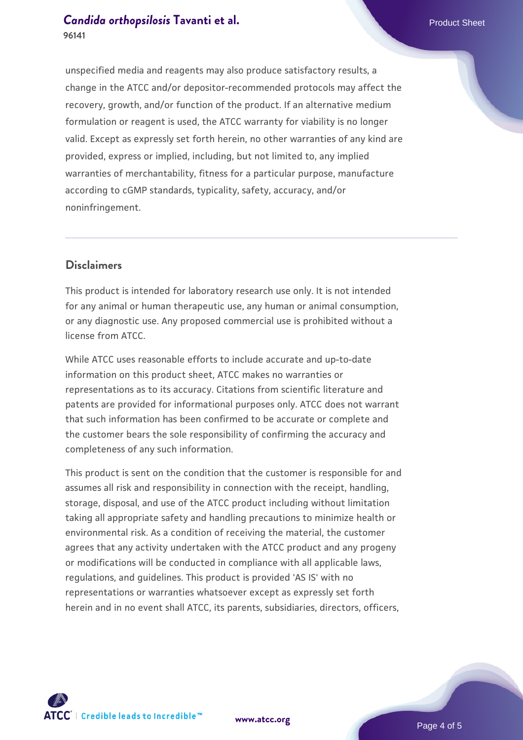unspecified media and reagents may also produce satisfactory results, a change in the ATCC and/or depositor-recommended protocols may affect the recovery, growth, and/or function of the product. If an alternative medium formulation or reagent is used, the ATCC warranty for viability is no longer valid. Except as expressly set forth herein, no other warranties of any kind are provided, express or implied, including, but not limited to, any implied warranties of merchantability, fitness for a particular purpose, manufacture according to cGMP standards, typicality, safety, accuracy, and/or noninfringement.

## Disclaimers

This product is intended for laboratory research use only. It is not intended for any animal or human therapeutic use, any human or animal consumption, or any diagnostic use. Any proposed commercial use is prohibited without a license from ATCC.

While ATCC uses reasonable efforts to include accurate and up-to-date information on this product sheet, ATCC makes no warranties or representations as to its accuracy. Citations from scientific literature and patents are provided for informational purposes only. ATCC does not warrant that such information has been confirmed to be accurate or complete and the customer bears the sole responsibility of confirming the accuracy and completeness of any such information.

This product is sent on the condition that the customer is responsible for and assumes all risk and responsibility in connection with the receipt, handling, storage, disposal, and use of the ATCC product including without limitation taking all appropriate safety and handling precautions to minimize health or environmental risk. As a condition of receiving the material, the customer agrees that any activity undertaken with the ATCC product and any progeny or modifications will be conducted in compliance with all applicable laws, regulations, and guidelines. This product is provided 'AS IS' with no representations or warranties whatsoever except as expressly set forth herein and in no event shall ATCC, its parents, subsidiaries, directors, officers,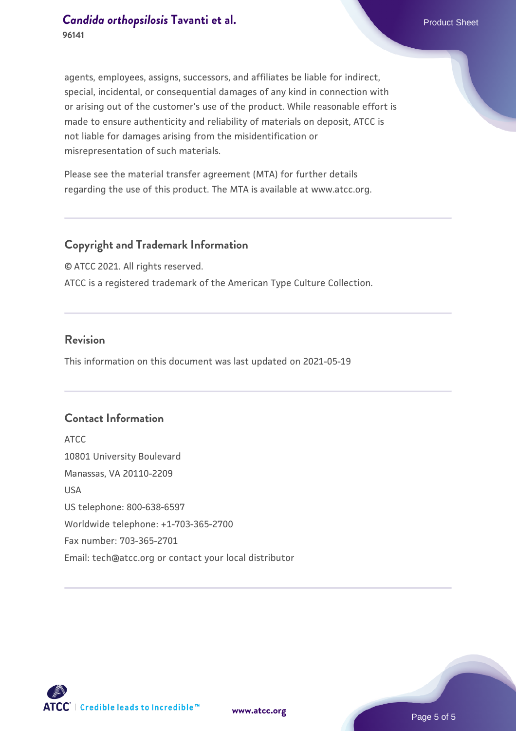agents, employees, assigns, successors, and affiliates be liable for indirect, special, incidental, or consequential damages of any kind in connection with or arising out of the customer's use of the product. While reasonable effort is made to ensure authenticity and reliability of materials on deposit, ATCC is not liable for damages arising from the misidentification or misrepresentation of such materials.

Please see the material transfer agreement (MTA) for further details regarding the use of this product. The MTA is available at www.atcc.org.

## Copyright and Trademark Information

© ATCC 2021. All rights reserved.

ATCC is a registered trademark of the American Type Culture Collection.

## Revision

This information on this document was last updated on 2021-05-19

## Contact Information

ATCC
10801 University Boulevard
Manassas, VA 20110-2209
USA
US telephone: 800-638-6597
Worldwide telephone: +1-703-365-2700
Fax number: 703-365-2701
Email: tech@atcc.org or contact your local distributor